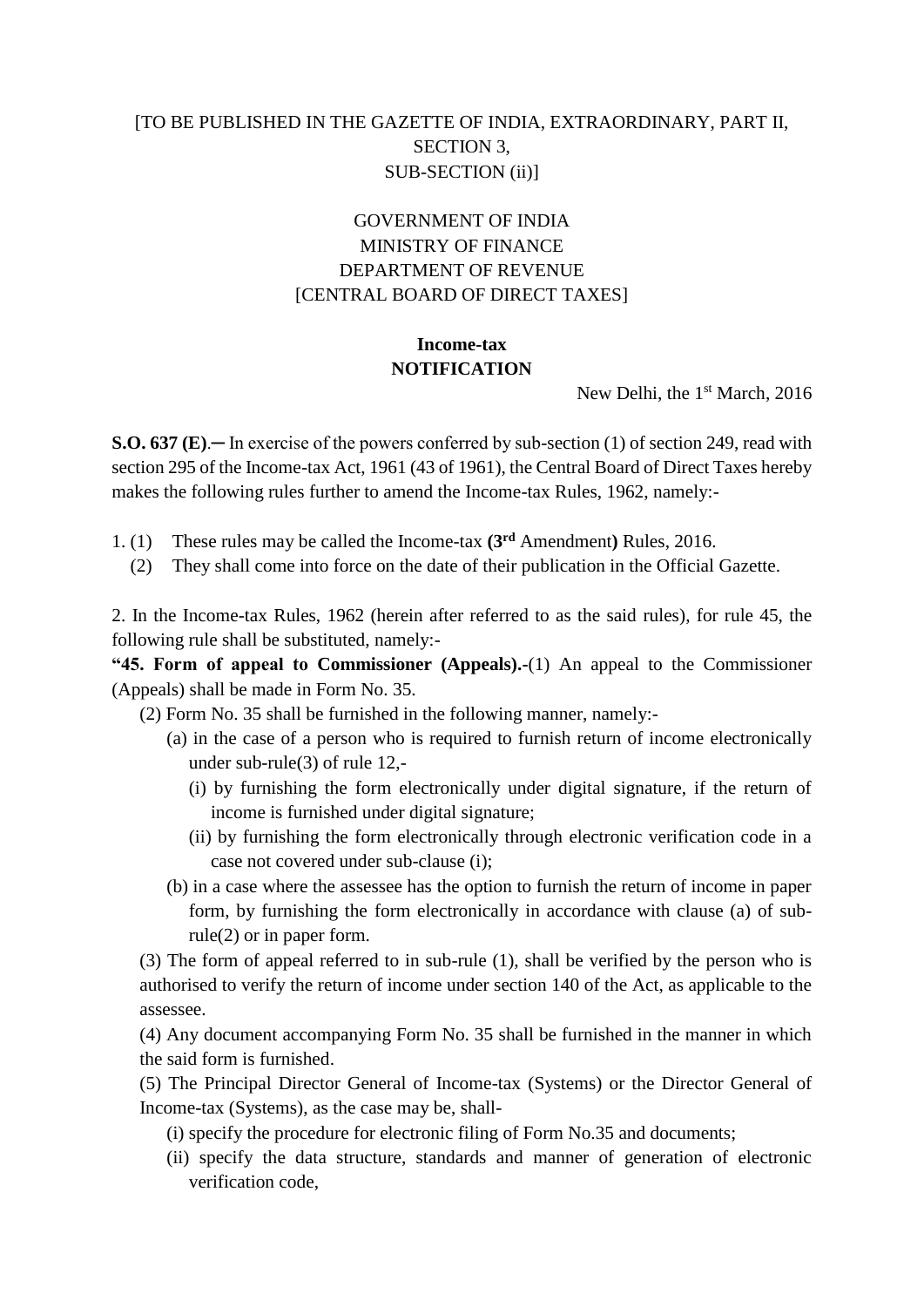[TO BE PUBLISHED IN THE GAZETTE OF INDIA, EXTRAORDINARY, PART II, SECTION 3, SUB-SECTION (ii)]

GOVERNMENT OF INDIA
MINISTRY OF FINANCE
DEPARTMENT OF REVENUE
[CENTRAL BOARD OF DIRECT TAXES]

**Income-tax**
**NOTIFICATION**

New Delhi, the 1st March, 2016

**S.O. 637 (E)**.─ In exercise of the powers conferred by sub-section (1) of section 249, read with section 295 of the Income-tax Act, 1961 (43 of 1961), the Central Board of Direct Taxes hereby makes the following rules further to amend the Income-tax Rules, 1962, namely:-

1. (1) These rules may be called the Income-tax **(3rd** Amendment**)** Rules, 2016.
   (2) They shall come into force on the date of their publication in the Official Gazette.

2. In the Income-tax Rules, 1962 (herein after referred to as the said rules), for rule 45, the following rule shall be substituted, namely:-

**"45. Form of appeal to Commissioner (Appeals).-**(1) An appeal to the Commissioner (Appeals) shall be made in Form No. 35.

(2) Form No. 35 shall be furnished in the following manner, namely:-

(a) in the case of a person who is required to furnish return of income electronically under sub-rule(3) of rule 12,-

(i) by furnishing the form electronically under digital signature, if the return of income is furnished under digital signature;

(ii) by furnishing the form electronically through electronic verification code in a case not covered under sub-clause (i);

(b) in a case where the assessee has the option to furnish the return of income in paper form, by furnishing the form electronically in accordance with clause (a) of sub-rule(2) or in paper form.

(3) The form of appeal referred to in sub-rule (1), shall be verified by the person who is authorised to verify the return of income under section 140 of the Act, as applicable to the assessee.

(4) Any document accompanying Form No. 35 shall be furnished in the manner in which the said form is furnished.

(5) The Principal Director General of Income-tax (Systems) or the Director General of Income-tax (Systems), as the case may be, shall-

(i) specify the procedure for electronic filing of Form No.35 and documents;

(ii) specify the data structure, standards and manner of generation of electronic verification code,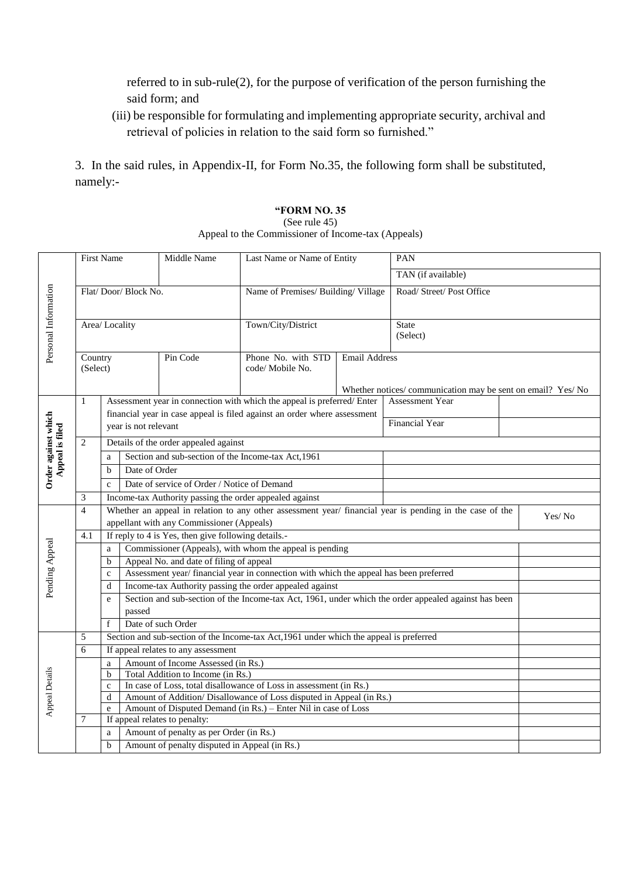referred to in sub-rule(2), for the purpose of verification of the person furnishing the said form; and

(iii) be responsible for formulating and implementing appropriate security, archival and retrieval of policies in relation to the said form so furnished."

3. In the said rules, in Appendix-II, for Form No.35, the following form shall be substituted, namely:-

**"FORM NO. 35**

(See rule 45)

Appeal to the Commissioner of Income-tax (Appeals)

| Personal Information | | | |
|---|---|---|---|
| First Name | Middle Name | Last Name or Name of Entity | PAN |
| | | | TAN (if available) |
| Flat/ Door/ Block No. | | Name of Premises/ Building/ Village | Road/ Street/ Post Office |
| Area/ Locality | | Town/City/District | State (Select) |
| Country (Select) | Pin Code | Phone No. with STD code/ Mobile No. | Email Address<br>Whether notices/ communication may be sent on email? Yes/ No |

| Section | No. | | Particulars | Details |
|---|---|---|---|---|
| Order against which Appeal is filed | 1 | | Assessment year in connection with which the appeal is preferred/ Enter financial year in case appeal is filed against an order where assessment year is not relevant | Assessment Year: <br>Financial Year: |
| | 2 | | Details of the order appealed against | |
| | | a | Section and sub-section of the Income-tax Act,1961 | |
| | | b | Date of Order | |
| | | c | Date of service of Order / Notice of Demand | |
| | 3 | | Income-tax Authority passing the order appealed against | |
| Pending Appeal | 4 | | Whether an appeal in relation to any other assessment year/ financial year is pending in the case of the appellant with any Commissioner (Appeals) | Yes/ No |
| | 4.1 | | If reply to 4 is Yes, then give following details.- | |
| | | a | Commissioner (Appeals), with whom the appeal is pending | |
| | | b | Appeal No. and date of filing of appeal | |
| | | c | Assessment year/ financial year in connection with which the appeal has been preferred | |
| | | d | Income-tax Authority passing the order appealed against | |
| | | e | Section and sub-section of the Income-tax Act, 1961, under which the order appealed against has been passed | |
| | | f | Date of such Order | |
| Appeal Details | 5 | | Section and sub-section of the Income-tax Act,1961 under which the appeal is preferred | |
| | 6 | | If appeal relates to any assessment | |
| | | a | Amount of Income Assessed (in Rs.) | |
| | | b | Total Addition to Income (in Rs.) | |
| | | c | In case of Loss, total disallowance of Loss in assessment (in Rs.) | |
| | | d | Amount of Addition/ Disallowance of Loss disputed in Appeal (in Rs.) | |
| | | e | Amount of Disputed Demand (in Rs.) – Enter Nil in case of Loss | |
| | 7 | | If appeal relates to penalty: | |
| | | a | Amount of penalty as per Order (in Rs.) | |
| | | b | Amount of penalty disputed in Appeal (in Rs.) | |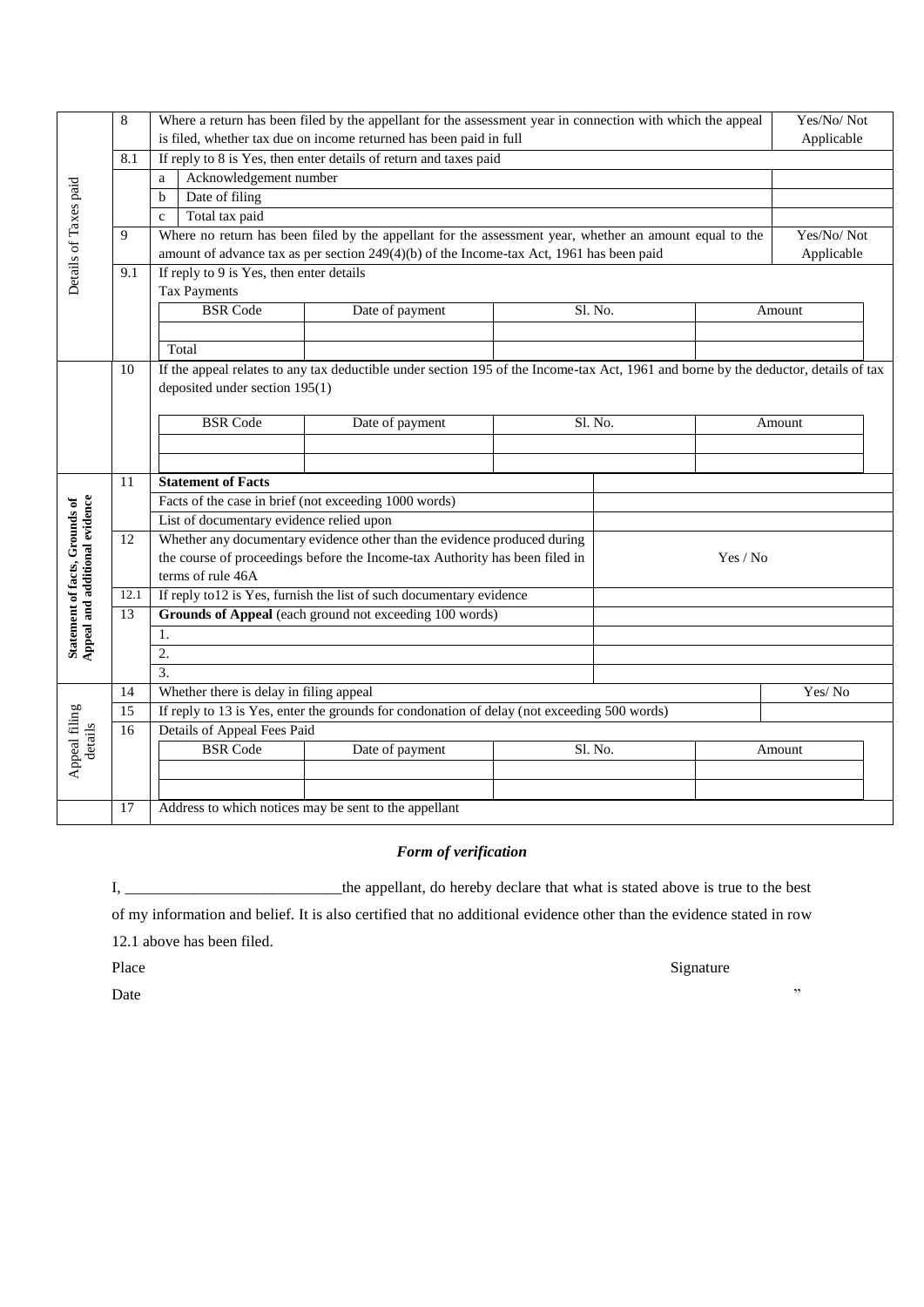| | | | |
|---|---|---|---|
| Details of Taxes paid | 8 | Where a return has been filed by the appellant for the assessment year in connection with which the appeal is filed, whether tax due on income returned has been paid in full | Yes/No/ Not Applicable |
| | 8.1 | If reply to 8 is Yes, then enter details of return and taxes paid | |
| | | a. Acknowledgement number | |
| | | b. Date of filing | |
| | | c. Total tax paid | |
| | 9 | Where no return has been filed by the appellant for the assessment year, whether an amount equal to the amount of advance tax as per section 249(4)(b) of the Income-tax Act, 1961 has been paid | Yes/No/ Not Applicable |
| | 9.1 | If reply to 9 is Yes, then enter details<br>Tax Payments | |

Tax Payments (row 9.1):

| BSR Code | Date of payment | Sl. No. | Amount |
|---|---|---|---|
| | | | |
| Total | | | |

| | | |
|---|---|---|
| 10 | If the appeal relates to any tax deductible under section 195 of the Income-tax Act, 1961 and borne by the deductor, details of tax deposited under section 195(1) | |

| BSR Code | Date of payment | Sl. No. | Amount |
|---|---|---|---|
| | | | |
| | | | |

| | | | |
|---|---|---|---|
| Statement of facts, Grounds of Appeal and additional evidence | 11 | **Statement of Facts** | |
| | | Facts of the case in brief (not exceeding 1000 words) | |
| | | List of documentary evidence relied upon | |
| | 12 | Whether any documentary evidence other than the evidence produced during the course of proceedings before the Income-tax Authority has been filed in terms of rule 46A | Yes / No |
| | 12.1 | If reply to12 is Yes, furnish the list of such documentary evidence | |
| | 13 | **Grounds of Appeal** (each ground not exceeding 100 words) | |
| | | 1. | |
| | | 2. | |
| | | 3. | |
| Appeal filing details | 14 | Whether there is delay in filing appeal | Yes/ No |
| | 15 | If reply to 13 is Yes, enter the grounds for condonation of delay (not exceeding 500 words) | |
| | 16 | Details of Appeal Fees Paid | |

Details of Appeal Fees Paid (row 16):

| BSR Code | Date of payment | Sl. No. | Amount |
|---|---|---|---|
| | | | |
| | | | |

| | |
|---|---|
| 17 | Address to which notices may be sent to the appellant |

***Form of verification***

I, ____________________________the appellant, do hereby declare that what is stated above is true to the best of my information and belief. It is also certified that no additional evidence other than the evidence stated in row 12.1 above has been filed.

Place Signature

Date ”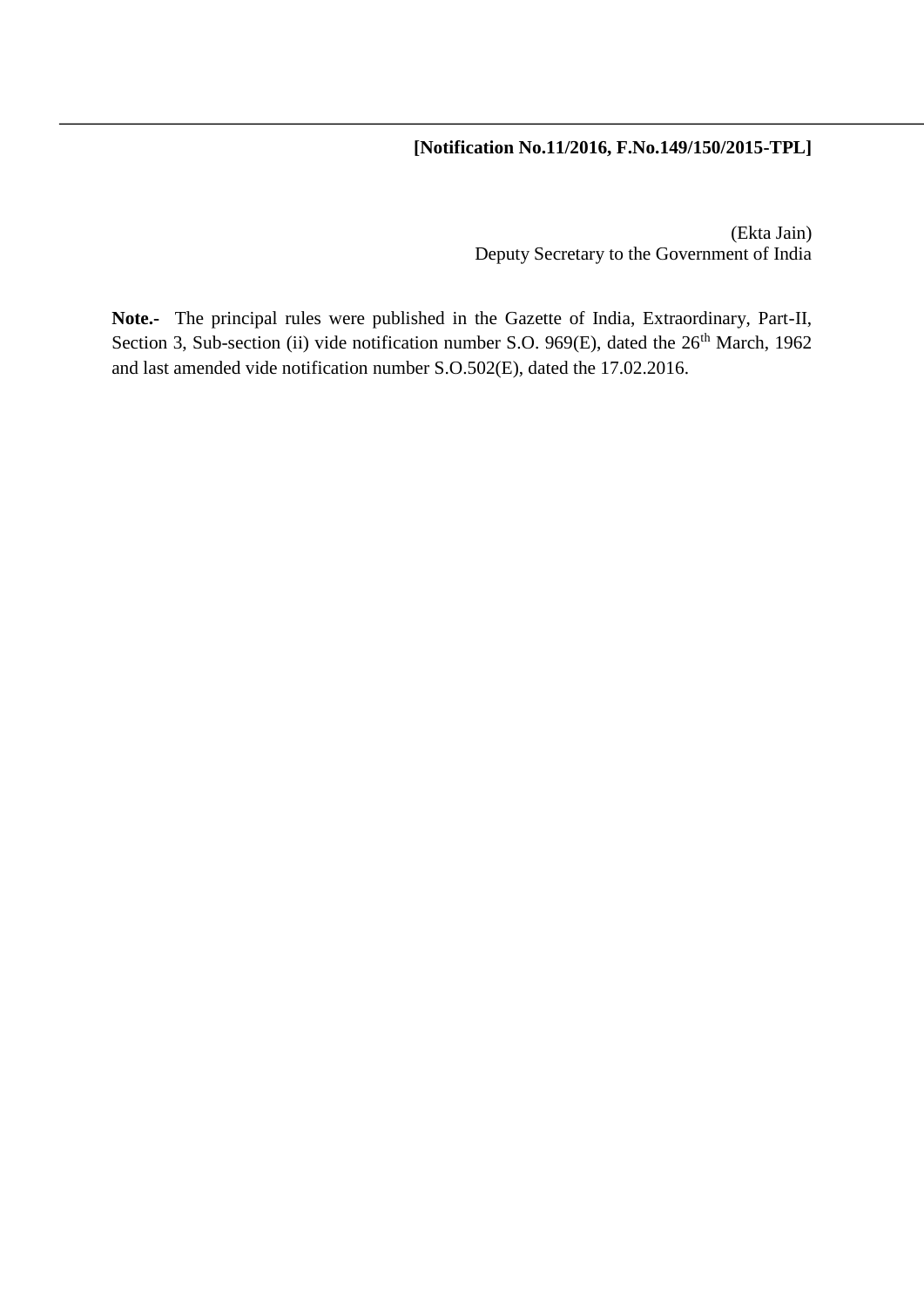**[Notification No.11/2016, F.No.149/150/2015-TPL]**

(Ekta Jain)
Deputy Secretary to the Government of India

**Note.-** The principal rules were published in the Gazette of India, Extraordinary, Part-II, Section 3, Sub-section (ii) vide notification number S.O. 969(E), dated the 26th March, 1962 and last amended vide notification number S.O.502(E), dated the 17.02.2016.